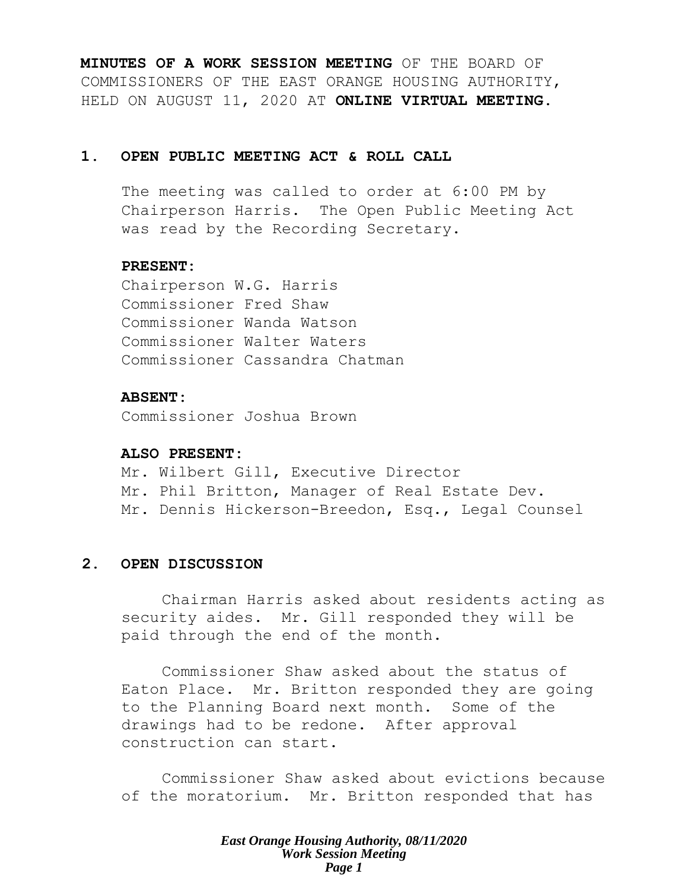**MINUTES OF A WORK SESSION MEETING** OF THE BOARD OF COMMISSIONERS OF THE EAST ORANGE HOUSING AUTHORITY, HELD ON AUGUST 11, 2020 AT **ONLINE VIRTUAL MEETING.**

## 1. OPEN PUBLIC MEETING ACT & ROLL CALL

The meeting was called to order at 6:00 PM by Chairperson Harris. The Open Public Meeting Act was read by the Recording Secretary.

**PRESENT:**
Chairperson W.G. Harris
Commissioner Fred Shaw
Commissioner Wanda Watson
Commissioner Walter Waters
Commissioner Cassandra Chatman

**ABSENT:**
Commissioner Joshua Brown

**ALSO PRESENT:**
Mr. Wilbert Gill, Executive Director
Mr. Phil Britton, Manager of Real Estate Dev.
Mr. Dennis Hickerson-Breedon, Esq., Legal Counsel

## 2. OPEN DISCUSSION

Chairman Harris asked about residents acting as security aides. Mr. Gill responded they will be paid through the end of the month.

Commissioner Shaw asked about the status of Eaton Place. Mr. Britton responded they are going to the Planning Board next month. Some of the drawings had to be redone. After approval construction can start.

Commissioner Shaw asked about evictions because of the moratorium. Mr. Britton responded that has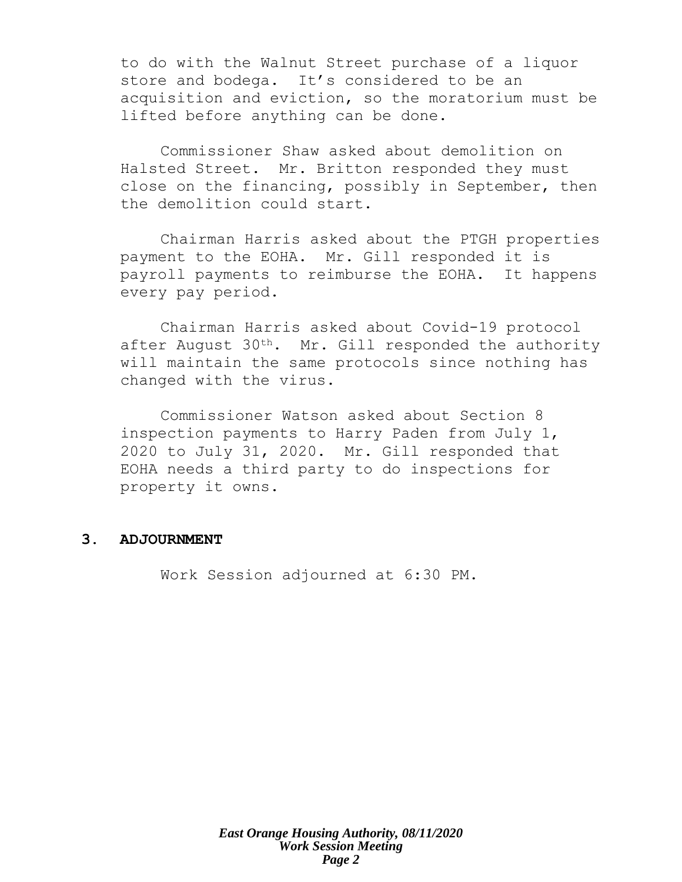to do with the Walnut Street purchase of a liquor store and bodega. It's considered to be an acquisition and eviction, so the moratorium must be lifted before anything can be done.

Commissioner Shaw asked about demolition on Halsted Street. Mr. Britton responded they must close on the financing, possibly in September, then the demolition could start.

Chairman Harris asked about the PTGH properties payment to the EOHA. Mr. Gill responded it is payroll payments to reimburse the EOHA. It happens every pay period.

Chairman Harris asked about Covid-19 protocol after August 30th. Mr. Gill responded the authority will maintain the same protocols since nothing has changed with the virus.

Commissioner Watson asked about Section 8 inspection payments to Harry Paden from July 1, 2020 to July 31, 2020. Mr. Gill responded that EOHA needs a third party to do inspections for property it owns.

## 3. ADJOURNMENT

Work Session adjourned at 6:30 PM.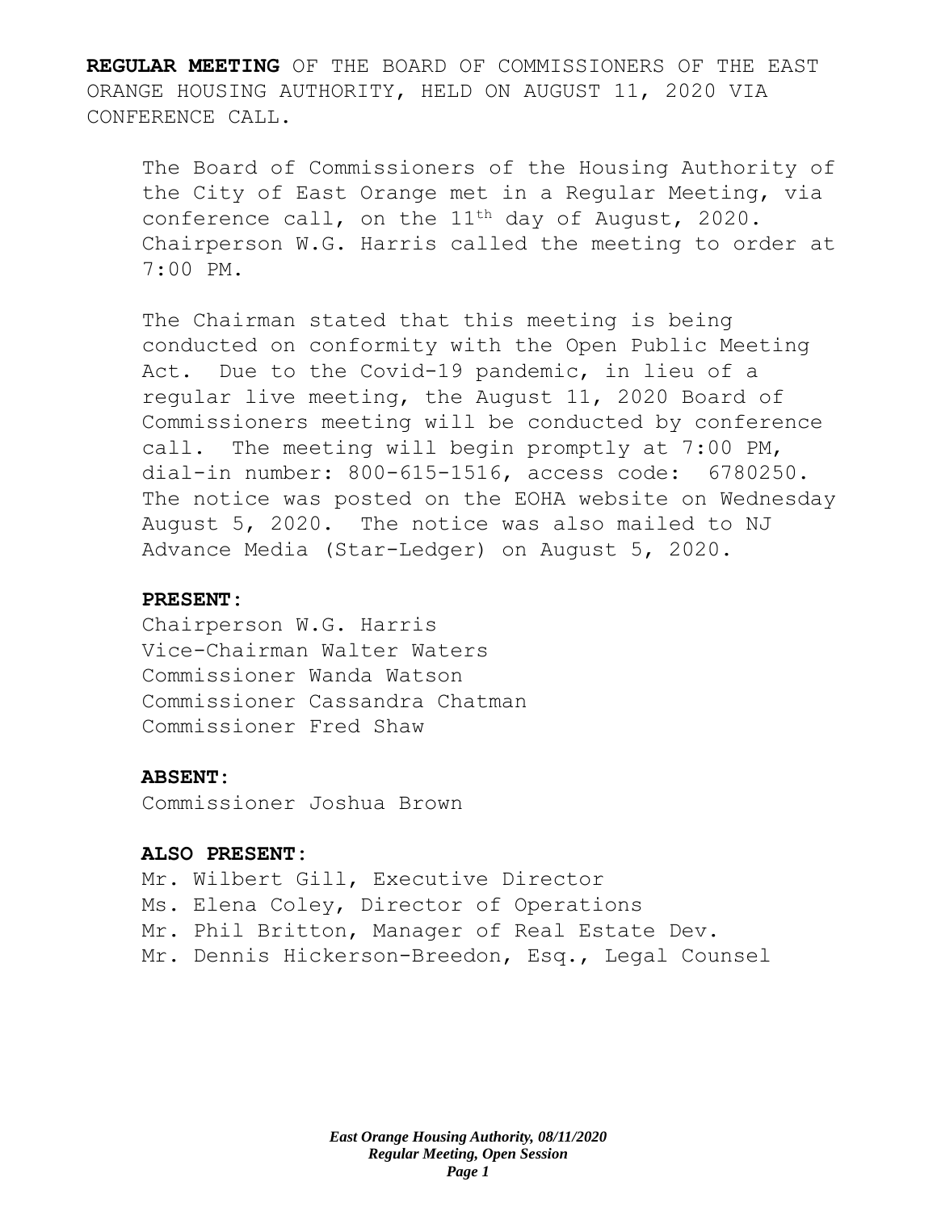**REGULAR MEETING** OF THE BOARD OF COMMISSIONERS OF THE EAST ORANGE HOUSING AUTHORITY, HELD ON AUGUST 11, 2020 VIA CONFERENCE CALL.

The Board of Commissioners of the Housing Authority of the City of East Orange met in a Regular Meeting, via conference call, on the 11th day of August, 2020. Chairperson W.G. Harris called the meeting to order at 7:00 PM.

The Chairman stated that this meeting is being conducted on conformity with the Open Public Meeting Act. Due to the Covid-19 pandemic, in lieu of a regular live meeting, the August 11, 2020 Board of Commissioners meeting will be conducted by conference call. The meeting will begin promptly at 7:00 PM, dial-in number: 800-615-1516, access code: 6780250. The notice was posted on the EOHA website on Wednesday August 5, 2020. The notice was also mailed to NJ Advance Media (Star-Ledger) on August 5, 2020.

**PRESENT:**

Chairperson W.G. Harris
Vice-Chairman Walter Waters
Commissioner Wanda Watson
Commissioner Cassandra Chatman
Commissioner Fred Shaw

**ABSENT:**

Commissioner Joshua Brown

**ALSO PRESENT:**

Mr. Wilbert Gill, Executive Director
Ms. Elena Coley, Director of Operations
Mr. Phil Britton, Manager of Real Estate Dev.
Mr. Dennis Hickerson-Breedon, Esq., Legal Counsel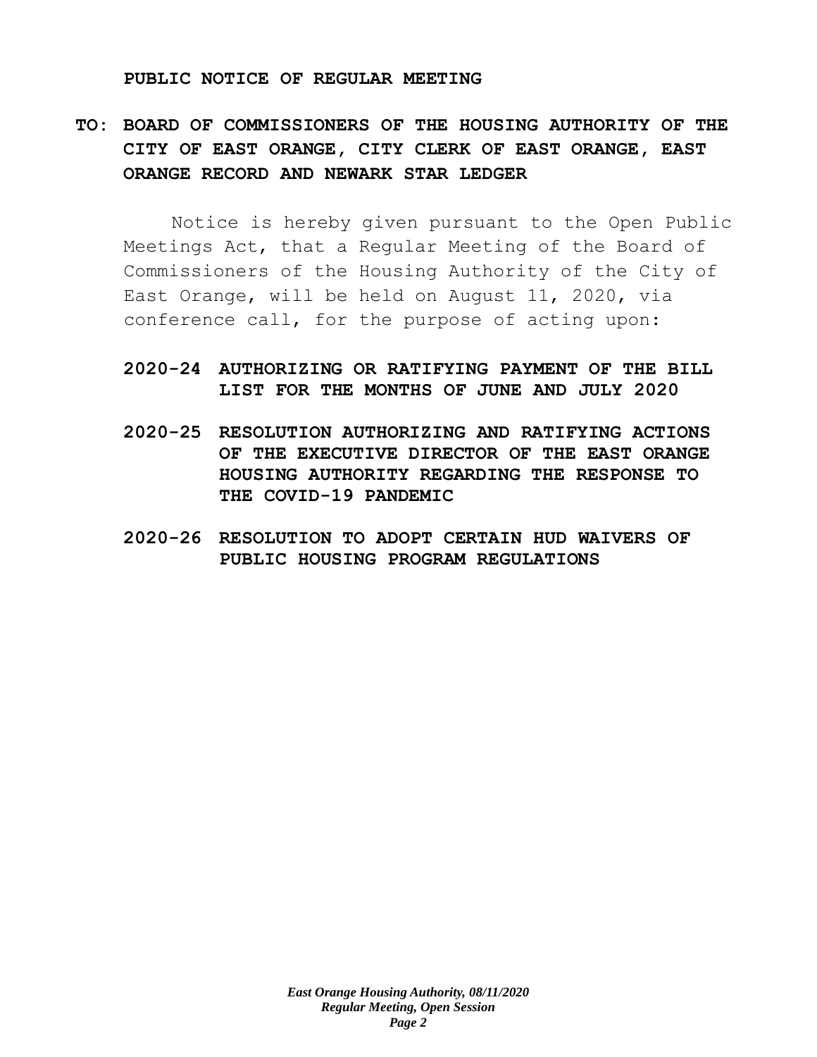**PUBLIC NOTICE OF REGULAR MEETING**

**TO: BOARD OF COMMISSIONERS OF THE HOUSING AUTHORITY OF THE CITY OF EAST ORANGE, CITY CLERK OF EAST ORANGE, EAST ORANGE RECORD AND NEWARK STAR LEDGER**

Notice is hereby given pursuant to the Open Public Meetings Act, that a Regular Meeting of the Board of Commissioners of the Housing Authority of the City of East Orange, will be held on August 11, 2020, via conference call, for the purpose of acting upon:

**2020-24 AUTHORIZING OR RATIFYING PAYMENT OF THE BILL LIST FOR THE MONTHS OF JUNE AND JULY 2020**

**2020-25 RESOLUTION AUTHORIZING AND RATIFYING ACTIONS OF THE EXECUTIVE DIRECTOR OF THE EAST ORANGE HOUSING AUTHORITY REGARDING THE RESPONSE TO THE COVID-19 PANDEMIC**

**2020-26 RESOLUTION TO ADOPT CERTAIN HUD WAIVERS OF PUBLIC HOUSING PROGRAM REGULATIONS**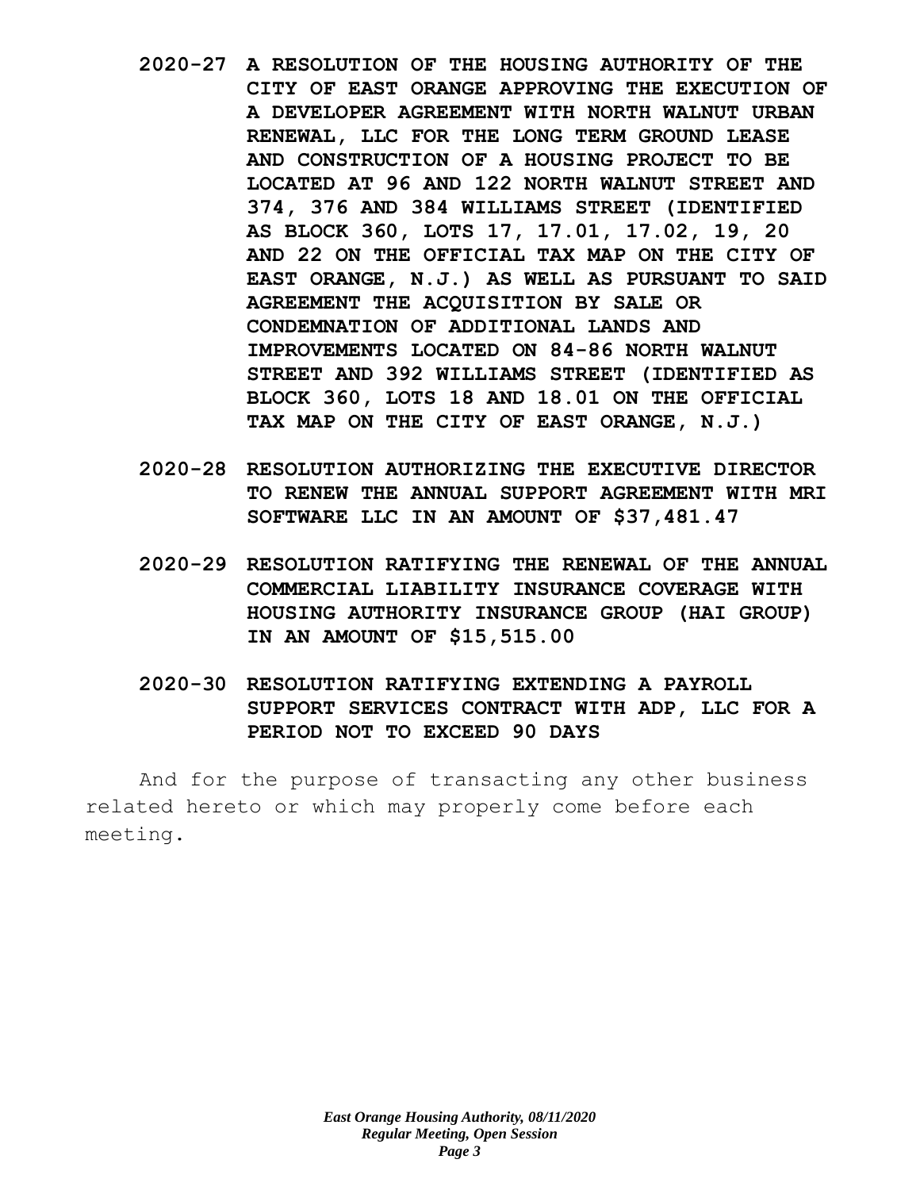**2020-27 A RESOLUTION OF THE HOUSING AUTHORITY OF THE CITY OF EAST ORANGE APPROVING THE EXECUTION OF A DEVELOPER AGREEMENT WITH NORTH WALNUT URBAN RENEWAL, LLC FOR THE LONG TERM GROUND LEASE AND CONSTRUCTION OF A HOUSING PROJECT TO BE LOCATED AT 96 AND 122 NORTH WALNUT STREET AND 374, 376 AND 384 WILLIAMS STREET (IDENTIFIED AS BLOCK 360, LOTS 17, 17.01, 17.02, 19, 20 AND 22 ON THE OFFICIAL TAX MAP ON THE CITY OF EAST ORANGE, N.J.) AS WELL AS PURSUANT TO SAID AGREEMENT THE ACQUISITION BY SALE OR CONDEMNATION OF ADDITIONAL LANDS AND IMPROVEMENTS LOCATED ON 84-86 NORTH WALNUT STREET AND 392 WILLIAMS STREET (IDENTIFIED AS BLOCK 360, LOTS 18 AND 18.01 ON THE OFFICIAL TAX MAP ON THE CITY OF EAST ORANGE, N.J.)**

**2020-28 RESOLUTION AUTHORIZING THE EXECUTIVE DIRECTOR TO RENEW THE ANNUAL SUPPORT AGREEMENT WITH MRI SOFTWARE LLC IN AN AMOUNT OF $37,481.47**

**2020-29 RESOLUTION RATIFYING THE RENEWAL OF THE ANNUAL COMMERCIAL LIABILITY INSURANCE COVERAGE WITH HOUSING AUTHORITY INSURANCE GROUP (HAI GROUP) IN AN AMOUNT OF $15,515.00**

**2020-30 RESOLUTION RATIFYING EXTENDING A PAYROLL SUPPORT SERVICES CONTRACT WITH ADP, LLC FOR A PERIOD NOT TO EXCEED 90 DAYS**

And for the purpose of transacting any other business related hereto or which may properly come before each meeting.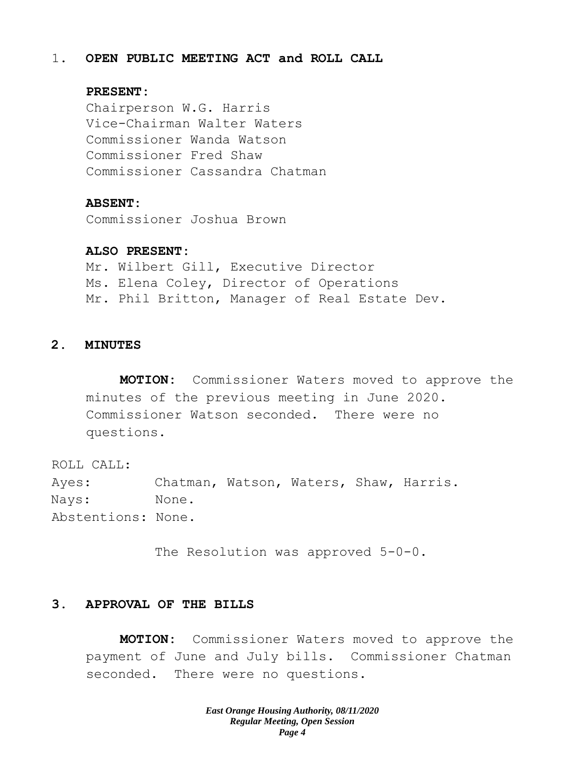## 1. OPEN PUBLIC MEETING ACT and ROLL CALL

**PRESENT:**

Chairperson W.G. Harris
Vice-Chairman Walter Waters
Commissioner Wanda Watson
Commissioner Fred Shaw
Commissioner Cassandra Chatman

**ABSENT:**

Commissioner Joshua Brown

**ALSO PRESENT:**

Mr. Wilbert Gill, Executive Director
Ms. Elena Coley, Director of Operations
Mr. Phil Britton, Manager of Real Estate Dev.

## 2. MINUTES

**MOTION:** Commissioner Waters moved to approve the minutes of the previous meeting in June 2020. Commissioner Watson seconded. There were no questions.

ROLL CALL:
Ayes: Chatman, Watson, Waters, Shaw, Harris.
Nays: None.
Abstentions: None.

The Resolution was approved 5-0-0.

## 3. APPROVAL OF THE BILLS

**MOTION:** Commissioner Waters moved to approve the payment of June and July bills. Commissioner Chatman seconded. There were no questions.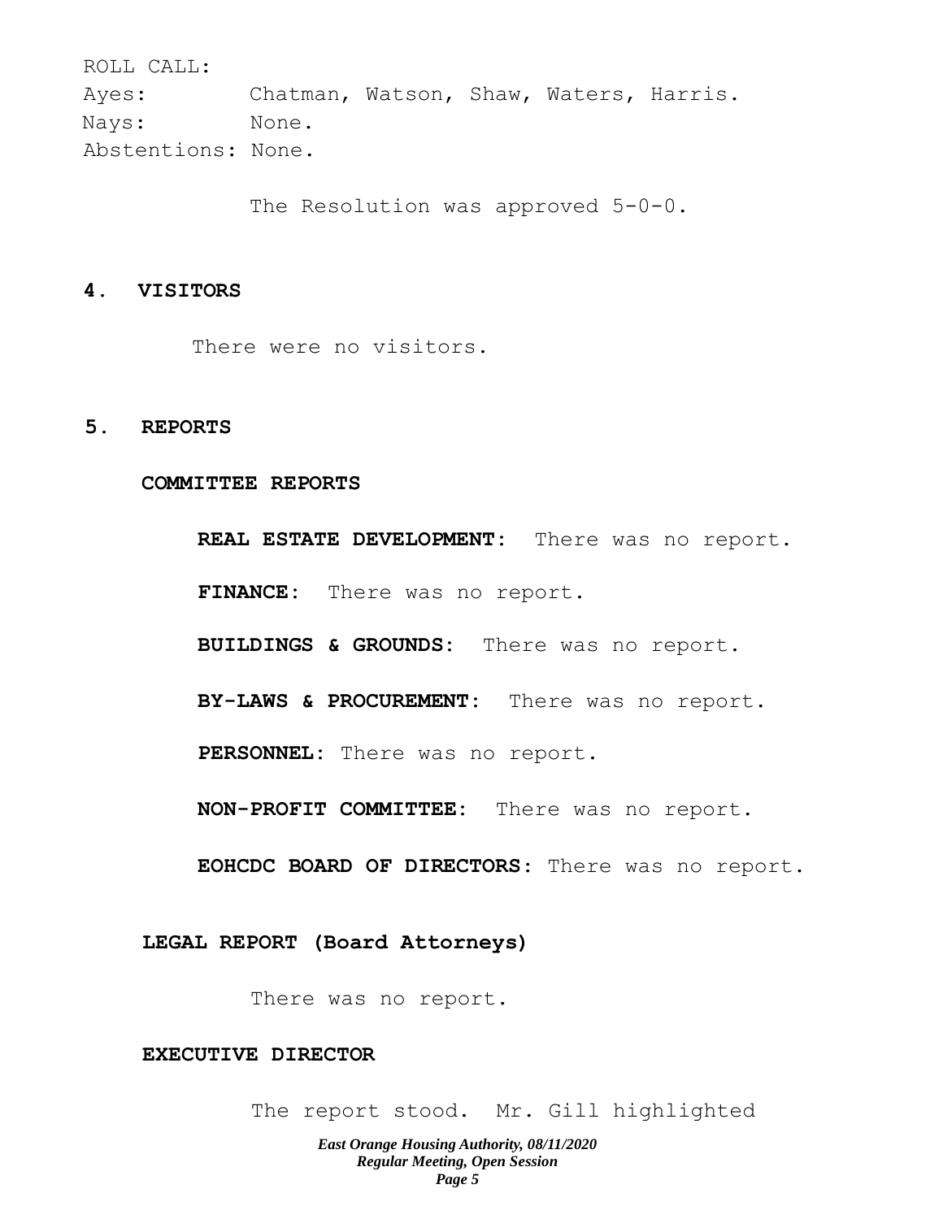ROLL CALL:
Ayes: Chatman, Watson, Shaw, Waters, Harris.
Nays: None.
Abstentions: None.

The Resolution was approved 5-0-0.

## 4. VISITORS

There were no visitors.

## 5. REPORTS

### COMMITTEE REPORTS

**REAL ESTATE DEVELOPMENT:** There was no report.

**FINANCE:** There was no report.

**BUILDINGS & GROUNDS:** There was no report.

**BY-LAWS & PROCUREMENT:** There was no report.

**PERSONNEL:** There was no report.

**NON-PROFIT COMMITTEE:** There was no report.

**EOHCDC BOARD OF DIRECTORS:** There was no report.

### LEGAL REPORT (Board Attorneys)

There was no report.

### EXECUTIVE DIRECTOR

The report stood. Mr. Gill highlighted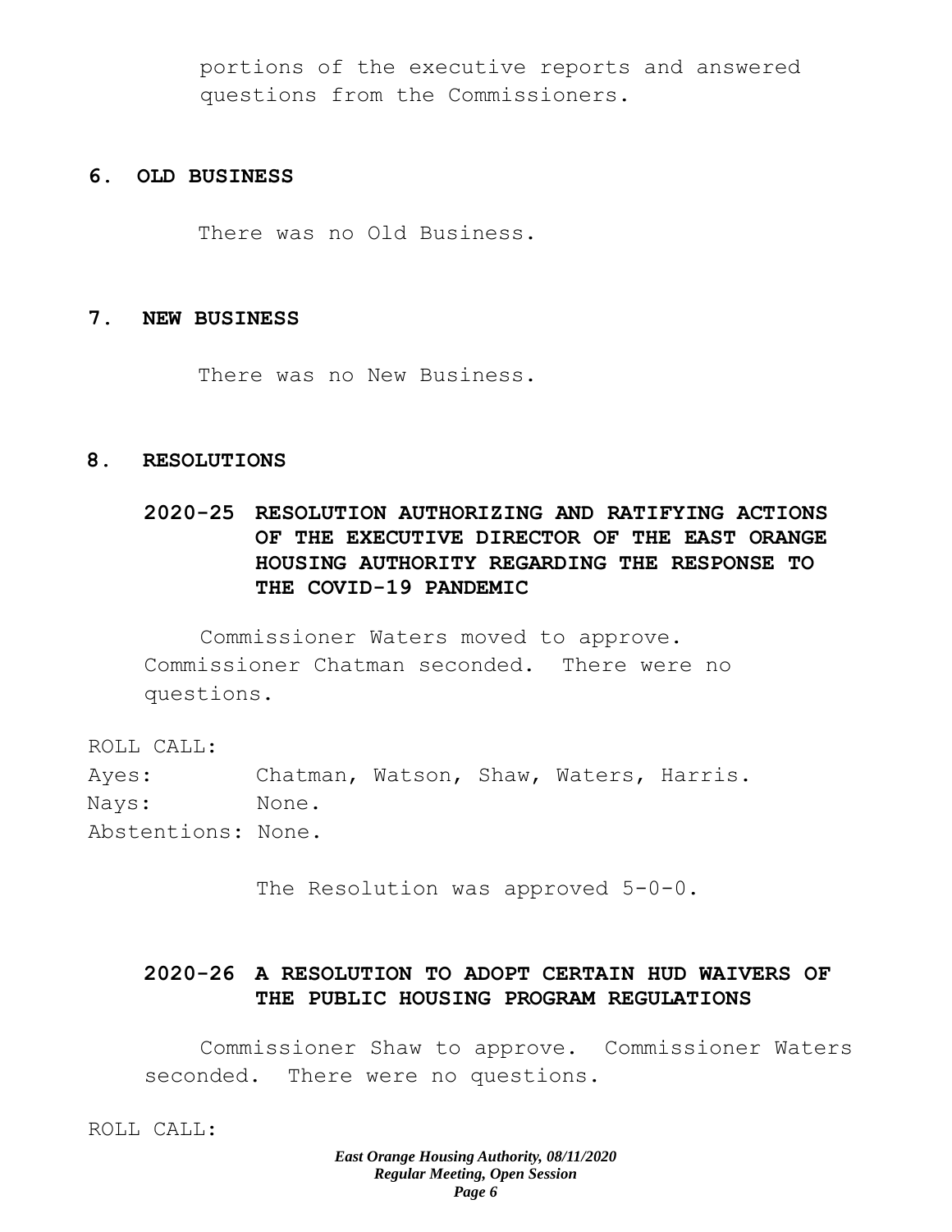portions of the executive reports and answered questions from the Commissioners.

## 6. OLD BUSINESS

There was no Old Business.

## 7. NEW BUSINESS

There was no New Business.

## 8. RESOLUTIONS

### 2020-25 RESOLUTION AUTHORIZING AND RATIFYING ACTIONS OF THE EXECUTIVE DIRECTOR OF THE EAST ORANGE HOUSING AUTHORITY REGARDING THE RESPONSE TO THE COVID-19 PANDEMIC

Commissioner Waters moved to approve. Commissioner Chatman seconded. There were no questions.

ROLL CALL:
Ayes: Chatman, Watson, Shaw, Waters, Harris.
Nays: None.
Abstentions: None.

The Resolution was approved 5-0-0.

### 2020-26 A RESOLUTION TO ADOPT CERTAIN HUD WAIVERS OF THE PUBLIC HOUSING PROGRAM REGULATIONS

Commissioner Shaw to approve. Commissioner Waters seconded. There were no questions.

ROLL CALL: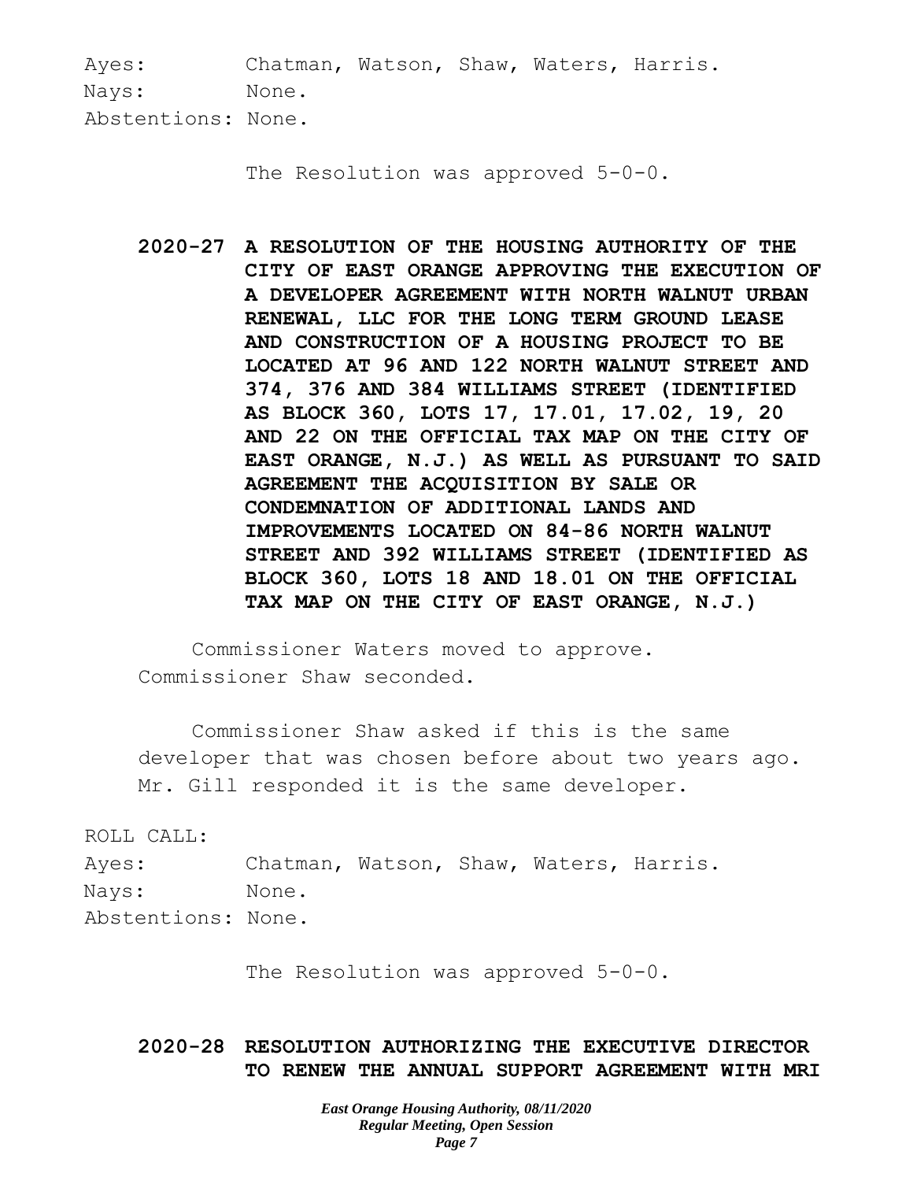Ayes: Chatman, Watson, Shaw, Waters, Harris.
Nays: None.
Abstentions: None.

The Resolution was approved 5-0-0.

**2020-27 A RESOLUTION OF THE HOUSING AUTHORITY OF THE CITY OF EAST ORANGE APPROVING THE EXECUTION OF A DEVELOPER AGREEMENT WITH NORTH WALNUT URBAN RENEWAL, LLC FOR THE LONG TERM GROUND LEASE AND CONSTRUCTION OF A HOUSING PROJECT TO BE LOCATED AT 96 AND 122 NORTH WALNUT STREET AND 374, 376 AND 384 WILLIAMS STREET (IDENTIFIED AS BLOCK 360, LOTS 17, 17.01, 17.02, 19, 20 AND 22 ON THE OFFICIAL TAX MAP ON THE CITY OF EAST ORANGE, N.J.) AS WELL AS PURSUANT TO SAID AGREEMENT THE ACQUISITION BY SALE OR CONDEMNATION OF ADDITIONAL LANDS AND IMPROVEMENTS LOCATED ON 84-86 NORTH WALNUT STREET AND 392 WILLIAMS STREET (IDENTIFIED AS BLOCK 360, LOTS 18 AND 18.01 ON THE OFFICIAL TAX MAP ON THE CITY OF EAST ORANGE, N.J.)**

Commissioner Waters moved to approve. Commissioner Shaw seconded.

Commissioner Shaw asked if this is the same developer that was chosen before about two years ago. Mr. Gill responded it is the same developer.

ROLL CALL:
Ayes: Chatman, Watson, Shaw, Waters, Harris.
Nays: None.
Abstentions: None.

The Resolution was approved 5-0-0.

**2020-28 RESOLUTION AUTHORIZING THE EXECUTIVE DIRECTOR TO RENEW THE ANNUAL SUPPORT AGREEMENT WITH MRI**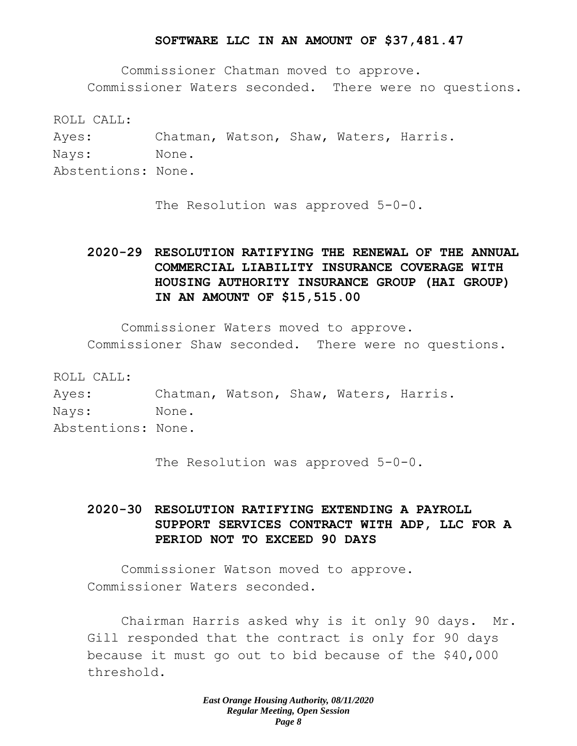**SOFTWARE LLC IN AN AMOUNT OF $37,481.47**

Commissioner Chatman moved to approve. Commissioner Waters seconded. There were no questions.

ROLL CALL:
Ayes: Chatman, Watson, Shaw, Waters, Harris.
Nays: None.
Abstentions: None.

The Resolution was approved 5-0-0.

**2020-29 RESOLUTION RATIFYING THE RENEWAL OF THE ANNUAL COMMERCIAL LIABILITY INSURANCE COVERAGE WITH HOUSING AUTHORITY INSURANCE GROUP (HAI GROUP) IN AN AMOUNT OF $15,515.00**

Commissioner Waters moved to approve. Commissioner Shaw seconded. There were no questions.

ROLL CALL:
Ayes: Chatman, Watson, Shaw, Waters, Harris.
Nays: None.
Abstentions: None.

The Resolution was approved 5-0-0.

**2020-30 RESOLUTION RATIFYING EXTENDING A PAYROLL SUPPORT SERVICES CONTRACT WITH ADP, LLC FOR A PERIOD NOT TO EXCEED 90 DAYS**

Commissioner Watson moved to approve. Commissioner Waters seconded.

Chairman Harris asked why is it only 90 days. Mr. Gill responded that the contract is only for 90 days because it must go out to bid because of the $40,000 threshold.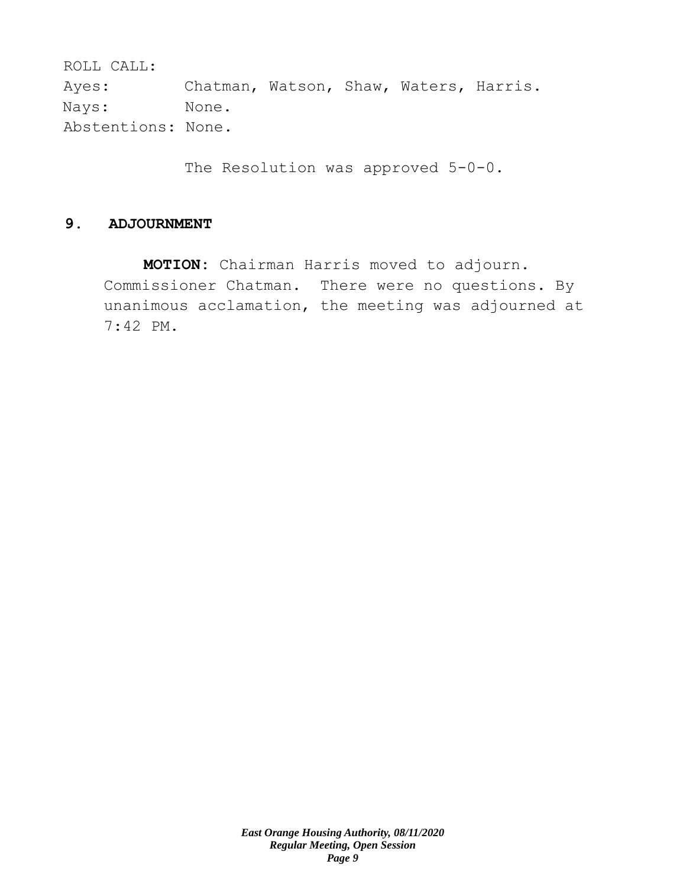ROLL CALL:
Ayes: Chatman, Watson, Shaw, Waters, Harris.
Nays: None.
Abstentions: None.

The Resolution was approved 5-0-0.

## 9. ADJOURNMENT

**MOTION**: Chairman Harris moved to adjourn. Commissioner Chatman. There were no questions. By unanimous acclamation, the meeting was adjourned at 7:42 PM.